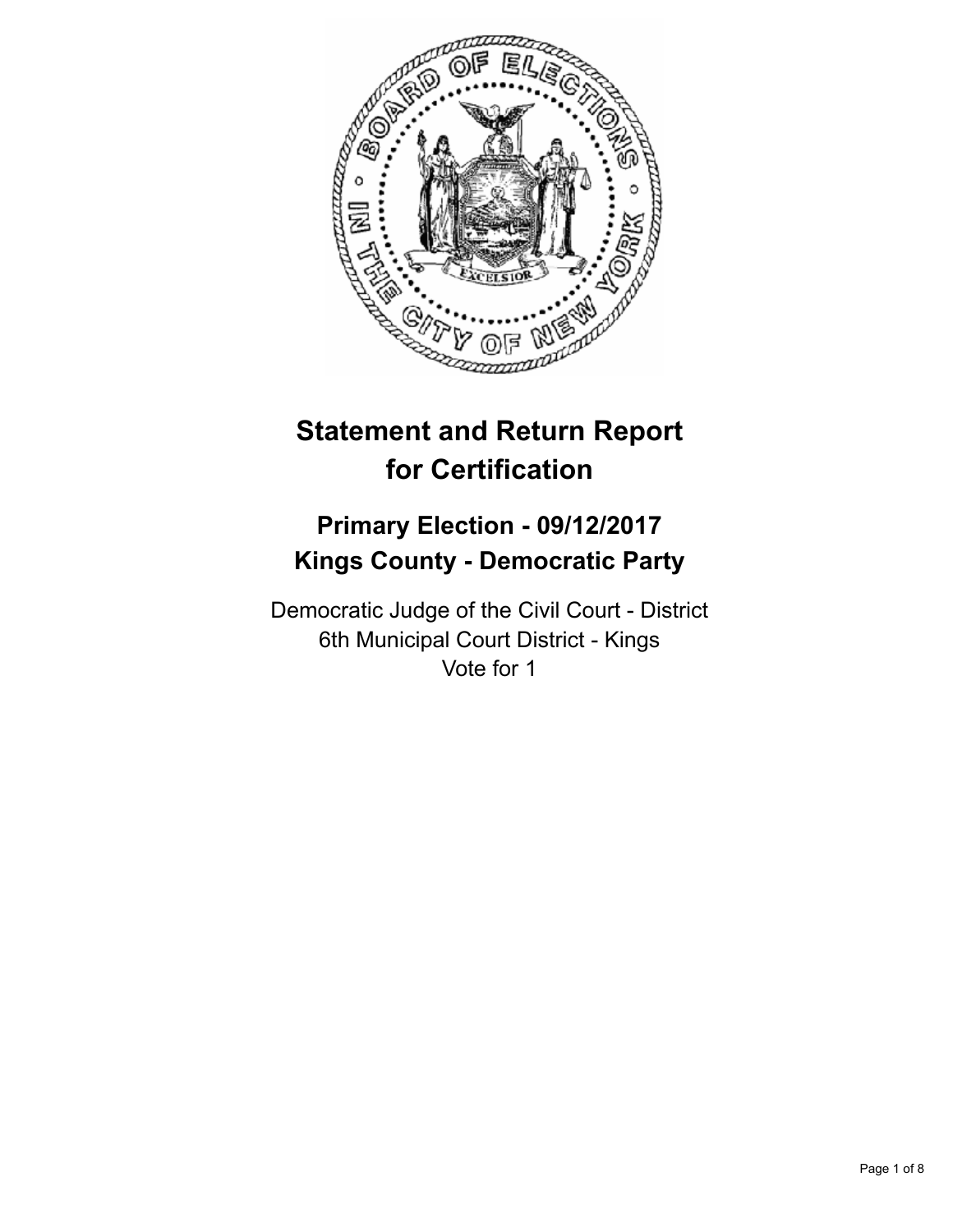# Statement and Return Report for Certification

## Primary Election - 09/12/2017
## Kings County - Democratic Party

Democratic Judge of the Civil Court - District
6th Municipal Court District - Kings
Vote for 1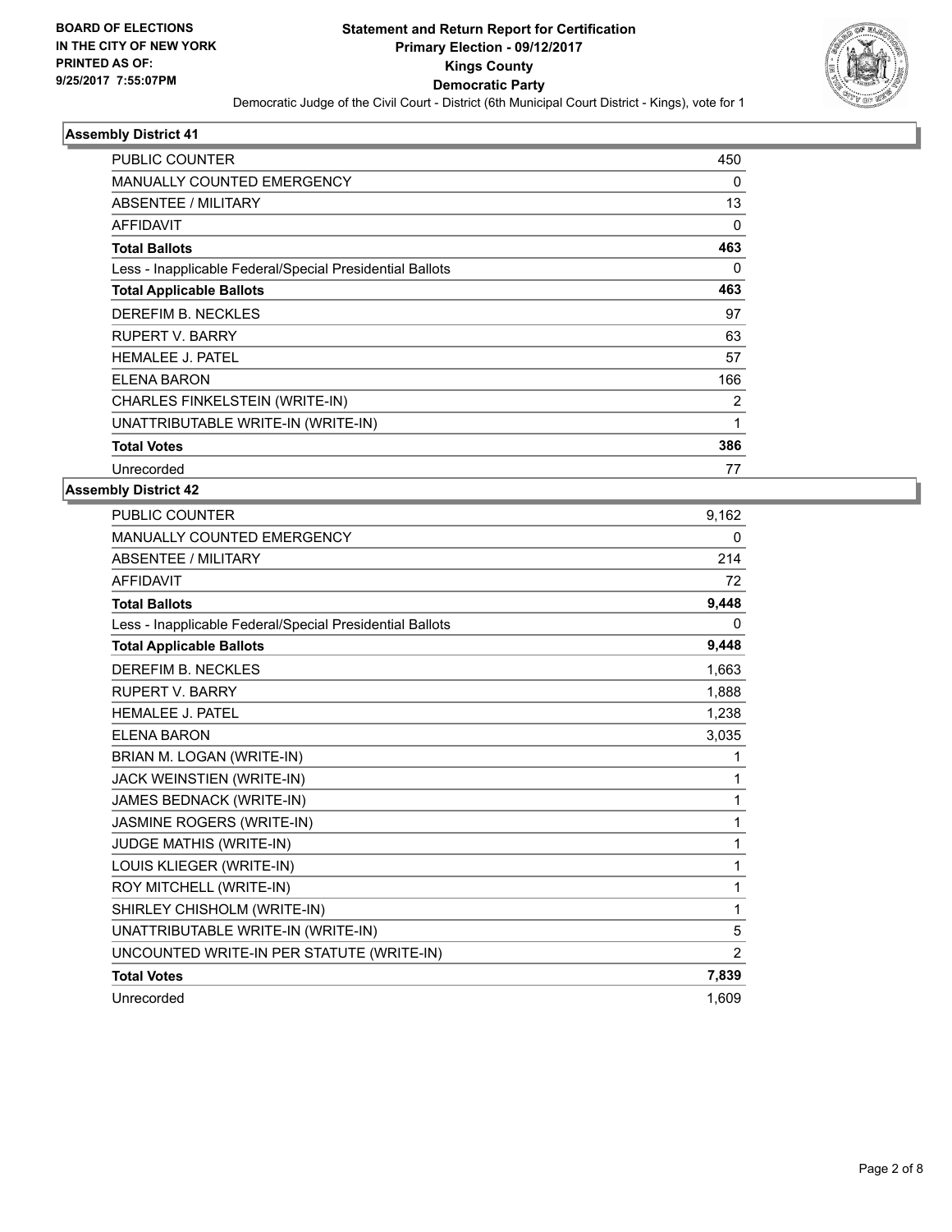**BOARD OF ELECTIONS IN THE CITY OF NEW YORK PRINTED AS OF: 9/25/2017 7:55:07PM**

# Statement and Return Report for Certification
## Primary Election - 09/12/2017
## Kings County
## Democratic Party

Democratic Judge of the Civil Court - District (6th Municipal Court District - Kings), vote for 1

### Assembly District 41

| | |
|---|---|
| PUBLIC COUNTER | 450 |
| MANUALLY COUNTED EMERGENCY | 0 |
| ABSENTEE / MILITARY | 13 |
| AFFIDAVIT | 0 |
| **Total Ballots** | **463** |
| Less - Inapplicable Federal/Special Presidential Ballots | 0 |
| **Total Applicable Ballots** | **463** |
| DEREFIM B. NECKLES | 97 |
| RUPERT V. BARRY | 63 |
| HEMALEE J. PATEL | 57 |
| ELENA BARON | 166 |
| CHARLES FINKELSTEIN (WRITE-IN) | 2 |
| UNATTRIBUTABLE WRITE-IN (WRITE-IN) | 1 |
| **Total Votes** | **386** |
| Unrecorded | 77 |

### Assembly District 42

| | |
|---|---|
| PUBLIC COUNTER | 9,162 |
| MANUALLY COUNTED EMERGENCY | 0 |
| ABSENTEE / MILITARY | 214 |
| AFFIDAVIT | 72 |
| **Total Ballots** | **9,448** |
| Less - Inapplicable Federal/Special Presidential Ballots | 0 |
| **Total Applicable Ballots** | **9,448** |
| DEREFIM B. NECKLES | 1,663 |
| RUPERT V. BARRY | 1,888 |
| HEMALEE J. PATEL | 1,238 |
| ELENA BARON | 3,035 |
| BRIAN M. LOGAN (WRITE-IN) | 1 |
| JACK WEINSTIEN (WRITE-IN) | 1 |
| JAMES BEDNACK (WRITE-IN) | 1 |
| JASMINE ROGERS (WRITE-IN) | 1 |
| JUDGE MATHIS (WRITE-IN) | 1 |
| LOUIS KLIEGER (WRITE-IN) | 1 |
| ROY MITCHELL (WRITE-IN) | 1 |
| SHIRLEY CHISHOLM (WRITE-IN) | 1 |
| UNATTRIBUTABLE WRITE-IN (WRITE-IN) | 5 |
| UNCOUNTED WRITE-IN PER STATUTE (WRITE-IN) | 2 |
| **Total Votes** | **7,839** |
| Unrecorded | 1,609 |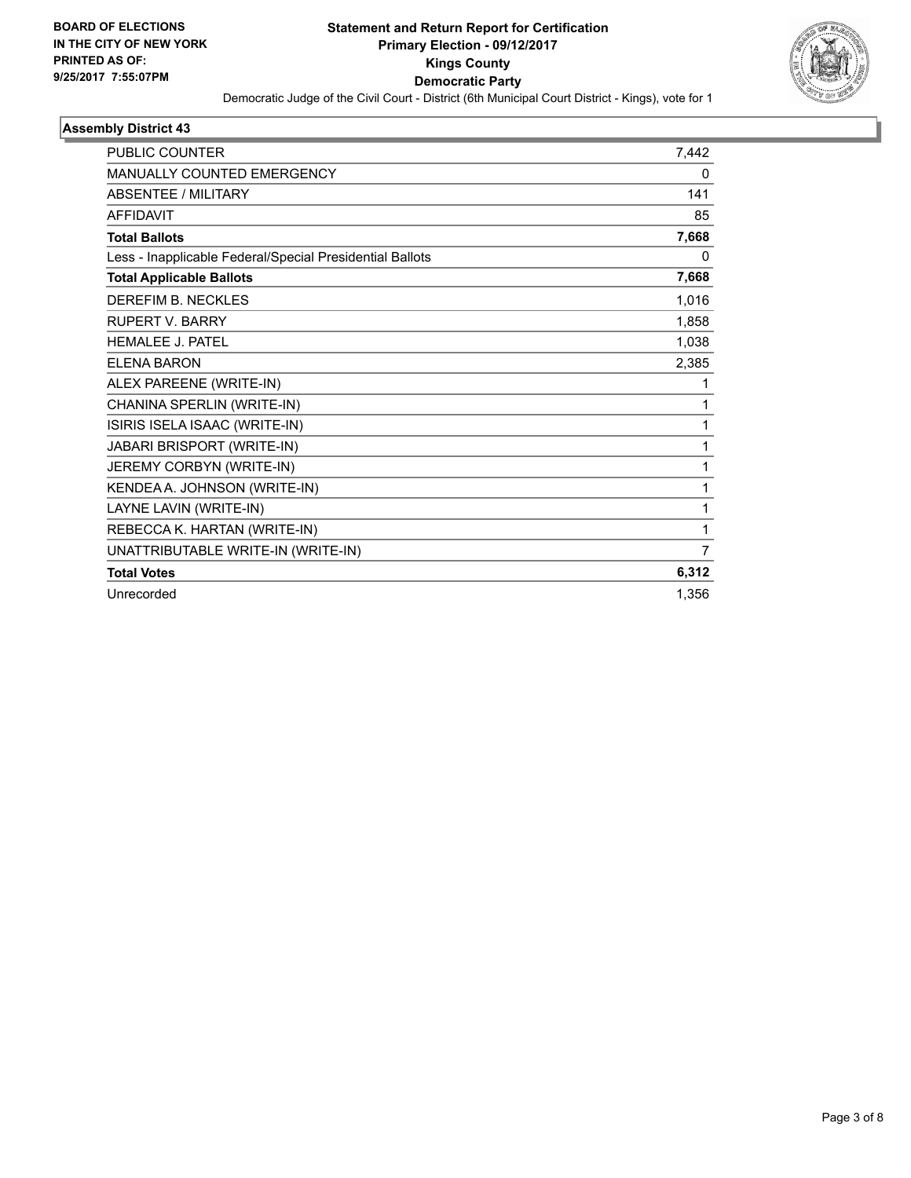**BOARD OF ELECTIONS IN THE CITY OF NEW YORK PRINTED AS OF: 9/25/2017 7:55:07PM**

# Statement and Return Report for Certification
## Primary Election - 09/12/2017
## Kings County
## Democratic Party

Democratic Judge of the Civil Court - District (6th Municipal Court District - Kings), vote for 1

### Assembly District 43

| | |
|---|---|
| PUBLIC COUNTER | 7,442 |
| MANUALLY COUNTED EMERGENCY | 0 |
| ABSENTEE / MILITARY | 141 |
| AFFIDAVIT | 85 |
| **Total Ballots** | **7,668** |
| Less - Inapplicable Federal/Special Presidential Ballots | 0 |
| **Total Applicable Ballots** | **7,668** |
| DEREFIM B. NECKLES | 1,016 |
| RUPERT V. BARRY | 1,858 |
| HEMALEE J. PATEL | 1,038 |
| ELENA BARON | 2,385 |
| ALEX PAREENE (WRITE-IN) | 1 |
| CHANINA SPERLIN (WRITE-IN) | 1 |
| ISIRIS ISELA ISAAC (WRITE-IN) | 1 |
| JABARI BRISPORT (WRITE-IN) | 1 |
| JEREMY CORBYN (WRITE-IN) | 1 |
| KENDEA A. JOHNSON (WRITE-IN) | 1 |
| LAYNE LAVIN (WRITE-IN) | 1 |
| REBECCA K. HARTAN (WRITE-IN) | 1 |
| UNATTRIBUTABLE WRITE-IN (WRITE-IN) | 7 |
| **Total Votes** | **6,312** |
| Unrecorded | 1,356 |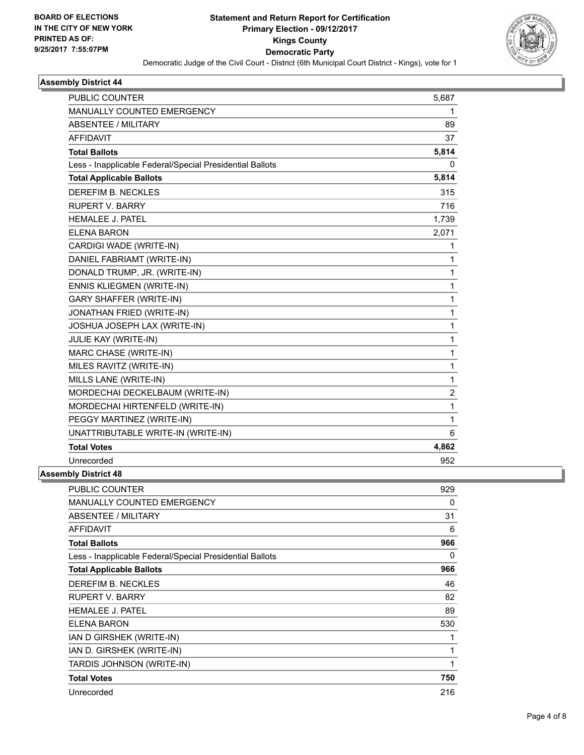**BOARD OF ELECTIONS IN THE CITY OF NEW YORK PRINTED AS OF: 9/25/2017 7:55:07PM**

# Statement and Return Report for Certification
## Primary Election - 09/12/2017
## Kings County
## Democratic Party

Democratic Judge of the Civil Court - District (6th Municipal Court District - Kings), vote for 1

### Assembly District 44

| | |
|---|---|
| PUBLIC COUNTER | 5,687 |
| MANUALLY COUNTED EMERGENCY | 1 |
| ABSENTEE / MILITARY | 89 |
| AFFIDAVIT | 37 |
| **Total Ballots** | **5,814** |
| Less - Inapplicable Federal/Special Presidential Ballots | 0 |
| **Total Applicable Ballots** | **5,814** |
| DEREFIM B. NECKLES | 315 |
| RUPERT V. BARRY | 716 |
| HEMALEE J. PATEL | 1,739 |
| ELENA BARON | 2,071 |
| CARDIGI WADE (WRITE-IN) | 1 |
| DANIEL FABRIAMT (WRITE-IN) | 1 |
| DONALD TRUMP, JR. (WRITE-IN) | 1 |
| ENNIS KLIEGMEN (WRITE-IN) | 1 |
| GARY SHAFFER (WRITE-IN) | 1 |
| JONATHAN FRIED (WRITE-IN) | 1 |
| JOSHUA JOSEPH LAX (WRITE-IN) | 1 |
| JULIE KAY (WRITE-IN) | 1 |
| MARC CHASE (WRITE-IN) | 1 |
| MILES RAVITZ (WRITE-IN) | 1 |
| MILLS LANE (WRITE-IN) | 1 |
| MORDECHAI DECKELBAUM (WRITE-IN) | 2 |
| MORDECHAI HIRTENFELD (WRITE-IN) | 1 |
| PEGGY MARTINEZ (WRITE-IN) | 1 |
| UNATTRIBUTABLE WRITE-IN (WRITE-IN) | 6 |
| **Total Votes** | **4,862** |
| Unrecorded | 952 |

### Assembly District 48

| | |
|---|---|
| PUBLIC COUNTER | 929 |
| MANUALLY COUNTED EMERGENCY | 0 |
| ABSENTEE / MILITARY | 31 |
| AFFIDAVIT | 6 |
| **Total Ballots** | **966** |
| Less - Inapplicable Federal/Special Presidential Ballots | 0 |
| **Total Applicable Ballots** | **966** |
| DEREFIM B. NECKLES | 46 |
| RUPERT V. BARRY | 82 |
| HEMALEE J. PATEL | 89 |
| ELENA BARON | 530 |
| IAN D GIRSHEK (WRITE-IN) | 1 |
| IAN D. GIRSHEK (WRITE-IN) | 1 |
| TARDIS JOHNSON (WRITE-IN) | 1 |
| **Total Votes** | **750** |
| Unrecorded | 216 |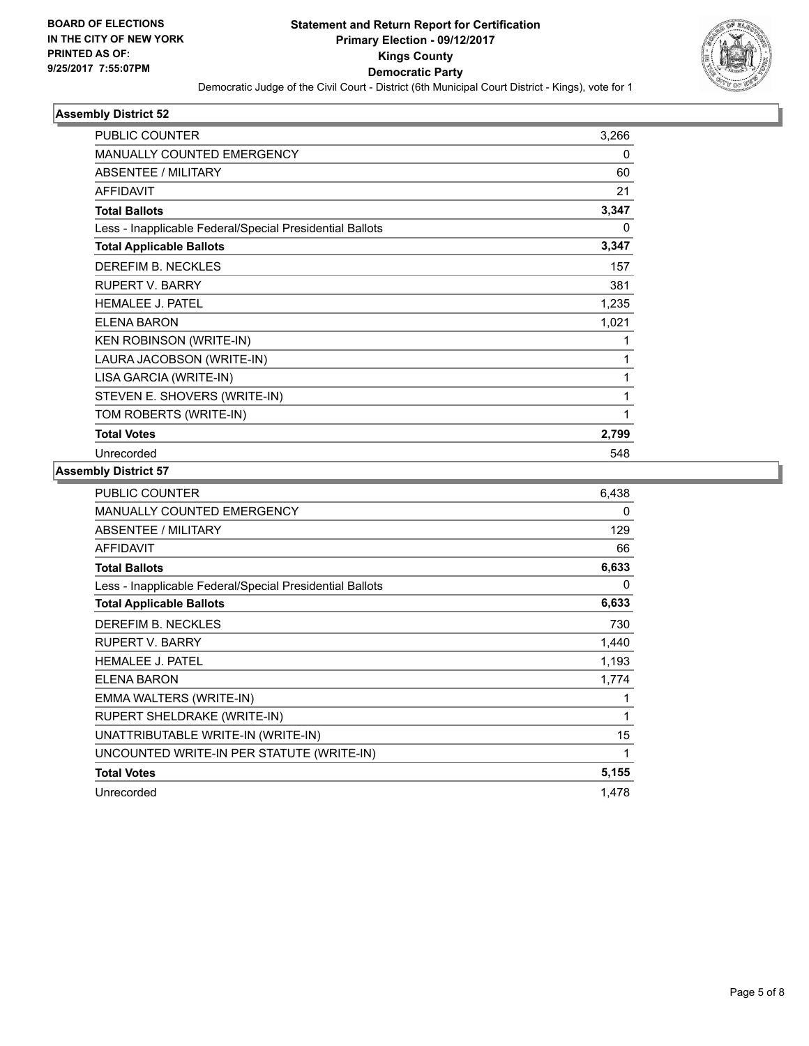**BOARD OF ELECTIONS IN THE CITY OF NEW YORK PRINTED AS OF: 9/25/2017 7:55:07PM**

# Statement and Return Report for Certification
## Primary Election - 09/12/2017
## Kings County
## Democratic Party

Democratic Judge of the Civil Court - District (6th Municipal Court District - Kings), vote for 1

### Assembly District 52

| | |
|---|---|
| PUBLIC COUNTER | 3,266 |
| MANUALLY COUNTED EMERGENCY | 0 |
| ABSENTEE / MILITARY | 60 |
| AFFIDAVIT | 21 |
| **Total Ballots** | **3,347** |
| Less - Inapplicable Federal/Special Presidential Ballots | 0 |
| **Total Applicable Ballots** | **3,347** |
| DEREFIM B. NECKLES | 157 |
| RUPERT V. BARRY | 381 |
| HEMALEE J. PATEL | 1,235 |
| ELENA BARON | 1,021 |
| KEN ROBINSON (WRITE-IN) | 1 |
| LAURA JACOBSON (WRITE-IN) | 1 |
| LISA GARCIA (WRITE-IN) | 1 |
| STEVEN E. SHOVERS (WRITE-IN) | 1 |
| TOM ROBERTS (WRITE-IN) | 1 |
| **Total Votes** | **2,799** |
| Unrecorded | 548 |

### Assembly District 57

| | |
|---|---|
| PUBLIC COUNTER | 6,438 |
| MANUALLY COUNTED EMERGENCY | 0 |
| ABSENTEE / MILITARY | 129 |
| AFFIDAVIT | 66 |
| **Total Ballots** | **6,633** |
| Less - Inapplicable Federal/Special Presidential Ballots | 0 |
| **Total Applicable Ballots** | **6,633** |
| DEREFIM B. NECKLES | 730 |
| RUPERT V. BARRY | 1,440 |
| HEMALEE J. PATEL | 1,193 |
| ELENA BARON | 1,774 |
| EMMA WALTERS (WRITE-IN) | 1 |
| RUPERT SHELDRAKE (WRITE-IN) | 1 |
| UNATTRIBUTABLE WRITE-IN (WRITE-IN) | 15 |
| UNCOUNTED WRITE-IN PER STATUTE (WRITE-IN) | 1 |
| **Total Votes** | **5,155** |
| Unrecorded | 1,478 |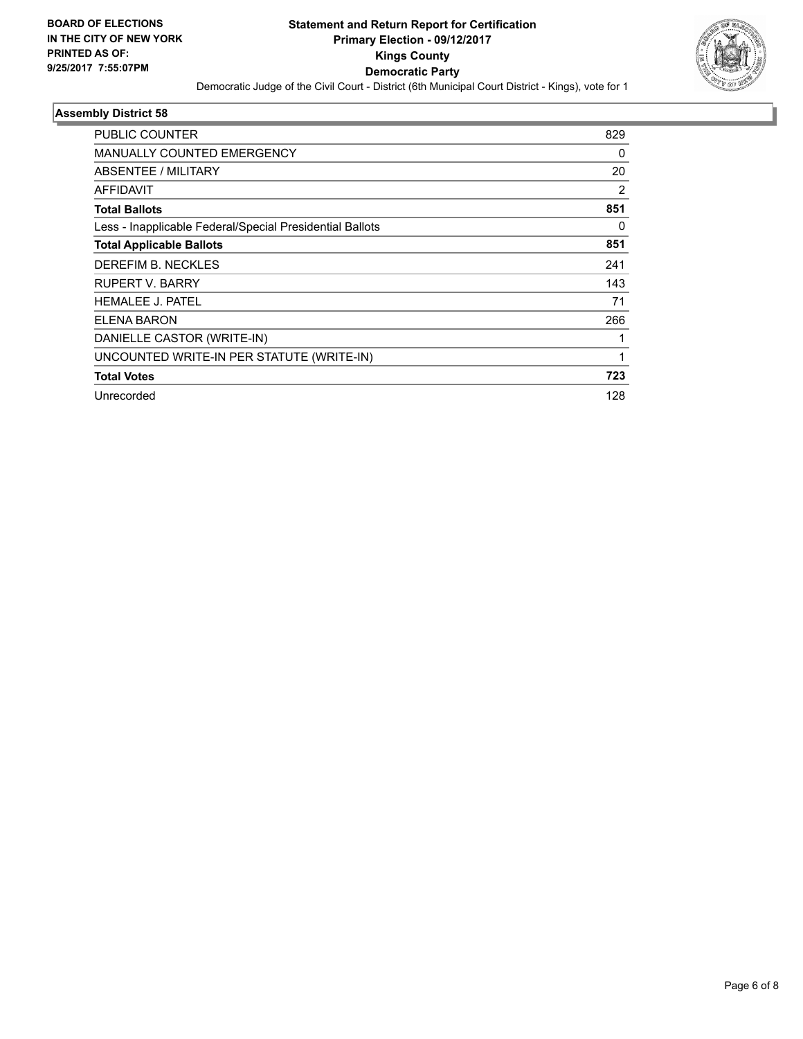**BOARD OF ELECTIONS IN THE CITY OF NEW YORK PRINTED AS OF: 9/25/2017 7:55:07PM**

# Statement and Return Report for Certification
## Primary Election - 09/12/2017
## Kings County
## Democratic Party

Democratic Judge of the Civil Court - District (6th Municipal Court District - Kings), vote for 1

### Assembly District 58

| | |
|---|---|
| PUBLIC COUNTER | 829 |
| MANUALLY COUNTED EMERGENCY | 0 |
| ABSENTEE / MILITARY | 20 |
| AFFIDAVIT | 2 |
| **Total Ballots** | **851** |
| Less - Inapplicable Federal/Special Presidential Ballots | 0 |
| **Total Applicable Ballots** | **851** |
| DEREFIM B. NECKLES | 241 |
| RUPERT V. BARRY | 143 |
| HEMALEE J. PATEL | 71 |
| ELENA BARON | 266 |
| DANIELLE CASTOR (WRITE-IN) | 1 |
| UNCOUNTED WRITE-IN PER STATUTE (WRITE-IN) | 1 |
| **Total Votes** | **723** |
| Unrecorded | 128 |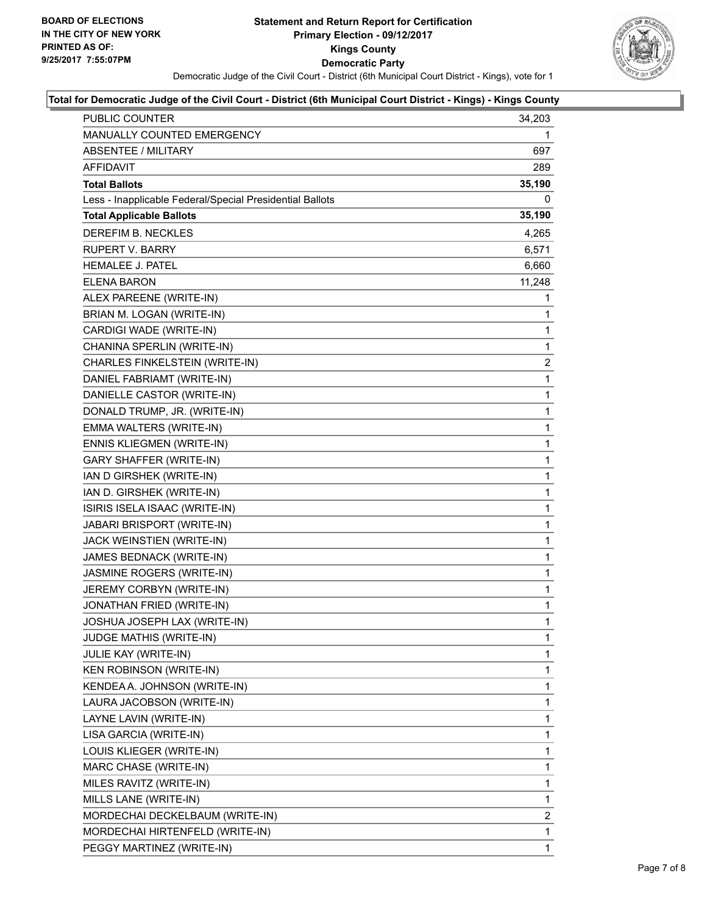**BOARD OF ELECTIONS IN THE CITY OF NEW YORK PRINTED AS OF: 9/25/2017 7:55:07PM**

# Statement and Return Report for Certification
## Primary Election - 09/12/2017
## Kings County
## Democratic Party

Democratic Judge of the Civil Court - District (6th Municipal Court District - Kings), vote for 1

### Total for Democratic Judge of the Civil Court - District (6th Municipal Court District - Kings) - Kings County

| | |
|---|---|
| PUBLIC COUNTER | 34,203 |
| MANUALLY COUNTED EMERGENCY | 1 |
| ABSENTEE / MILITARY | 697 |
| AFFIDAVIT | 289 |
| **Total Ballots** | **35,190** |
| Less - Inapplicable Federal/Special Presidential Ballots | 0 |
| **Total Applicable Ballots** | **35,190** |
| DEREFIM B. NECKLES | 4,265 |
| RUPERT V. BARRY | 6,571 |
| HEMALEE J. PATEL | 6,660 |
| ELENA BARON | 11,248 |
| ALEX PAREENE (WRITE-IN) | 1 |
| BRIAN M. LOGAN (WRITE-IN) | 1 |
| CARDIGI WADE (WRITE-IN) | 1 |
| CHANINA SPERLIN (WRITE-IN) | 1 |
| CHARLES FINKELSTEIN (WRITE-IN) | 2 |
| DANIEL FABRIAMT (WRITE-IN) | 1 |
| DANIELLE CASTOR (WRITE-IN) | 1 |
| DONALD TRUMP, JR. (WRITE-IN) | 1 |
| EMMA WALTERS (WRITE-IN) | 1 |
| ENNIS KLIEGMEN (WRITE-IN) | 1 |
| GARY SHAFFER (WRITE-IN) | 1 |
| IAN D GIRSHEK (WRITE-IN) | 1 |
| IAN D. GIRSHEK (WRITE-IN) | 1 |
| ISIRIS ISELA ISAAC (WRITE-IN) | 1 |
| JABARI BRISPORT (WRITE-IN) | 1 |
| JACK WEINSTIEN (WRITE-IN) | 1 |
| JAMES BEDNACK (WRITE-IN) | 1 |
| JASMINE ROGERS (WRITE-IN) | 1 |
| JEREMY CORBYN (WRITE-IN) | 1 |
| JONATHAN FRIED (WRITE-IN) | 1 |
| JOSHUA JOSEPH LAX (WRITE-IN) | 1 |
| JUDGE MATHIS (WRITE-IN) | 1 |
| JULIE KAY (WRITE-IN) | 1 |
| KEN ROBINSON (WRITE-IN) | 1 |
| KENDEA A. JOHNSON (WRITE-IN) | 1 |
| LAURA JACOBSON (WRITE-IN) | 1 |
| LAYNE LAVIN (WRITE-IN) | 1 |
| LISA GARCIA (WRITE-IN) | 1 |
| LOUIS KLIEGER (WRITE-IN) | 1 |
| MARC CHASE (WRITE-IN) | 1 |
| MILES RAVITZ (WRITE-IN) | 1 |
| MILLS LANE (WRITE-IN) | 1 |
| MORDECHAI DECKELBAUM (WRITE-IN) | 2 |
| MORDECHAI HIRTENFELD (WRITE-IN) | 1 |
| PEGGY MARTINEZ (WRITE-IN) | 1 |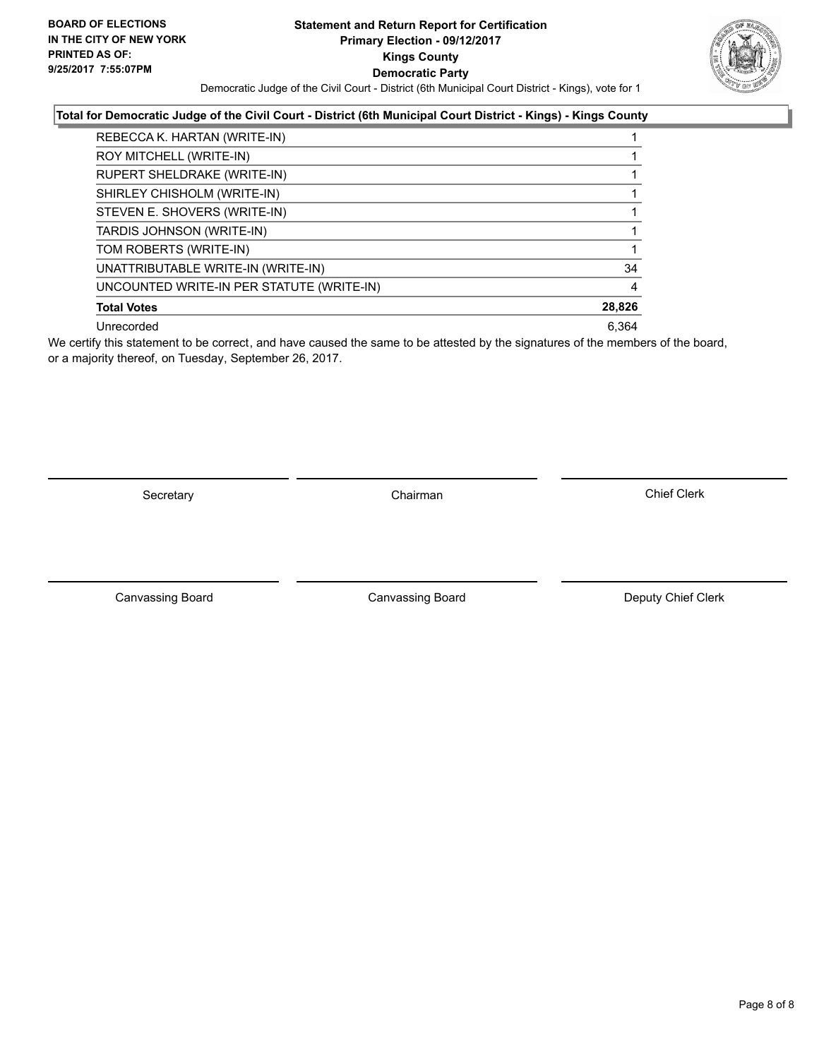**BOARD OF ELECTIONS IN THE CITY OF NEW YORK PRINTED AS OF: 9/25/2017 7:55:07PM**

**Statement and Return Report for Certification Primary Election - 09/12/2017 Kings County Democratic Party**

Democratic Judge of the Civil Court - District (6th Municipal Court District - Kings), vote for 1

**Total for Democratic Judge of the Civil Court - District (6th Municipal Court District - Kings) - Kings County**

| | |
|---|---|
| REBECCA K. HARTAN (WRITE-IN) | 1 |
| ROY MITCHELL (WRITE-IN) | 1 |
| RUPERT SHELDRAKE (WRITE-IN) | 1 |
| SHIRLEY CHISHOLM (WRITE-IN) | 1 |
| STEVEN E. SHOVERS (WRITE-IN) | 1 |
| TARDIS JOHNSON (WRITE-IN) | 1 |
| TOM ROBERTS (WRITE-IN) | 1 |
| UNATTRIBUTABLE WRITE-IN (WRITE-IN) | 34 |
| UNCOUNTED WRITE-IN PER STATUTE (WRITE-IN) | 4 |
| **Total Votes** | **28,826** |
| Unrecorded | 6,364 |

We certify this statement to be correct, and have caused the same to be attested by the signatures of the members of the board, or a majority thereof, on Tuesday, September 26, 2017.

Secretary

Chairman

Chief Clerk

Canvassing Board

Canvassing Board

Deputy Chief Clerk